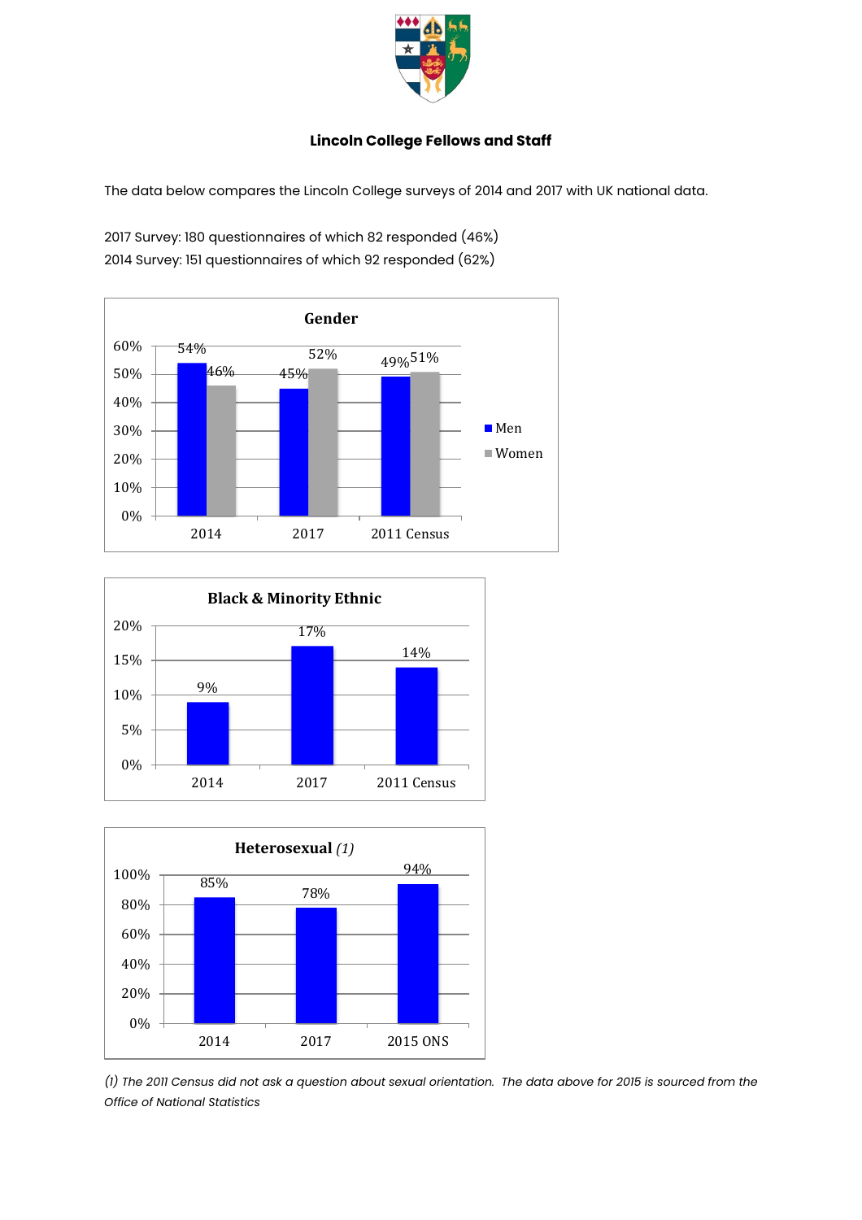# Lincoln College Fellows and Staff

The data below compares the Lincoln College surveys of 2014 and 2017 with UK national data.

2017 Survey: 180 questionnaires of which 82 responded (46%)
2014 Survey: 151 questionnaires of which 92 responded (62%)

**Gender**

| | Men | Women |
|---|---|---|
| 2014 | 54% | 46% |
| 2017 | 45% | 52% |
| 2011 Census | 49% | 51% |

**Black & Minority Ethnic**

| | |
|---|---|
| 2014 | 9% |
| 2017 | 17% |
| 2011 Census | 14% |

**Heterosexual** *(1)*

| | |
|---|---|
| 2014 | 85% |
| 2017 | 78% |
| 2015 ONS | 94% |

*(1) The 2011 Census did not ask a question about sexual orientation. The data above for 2015 is sourced from the Office of National Statistics*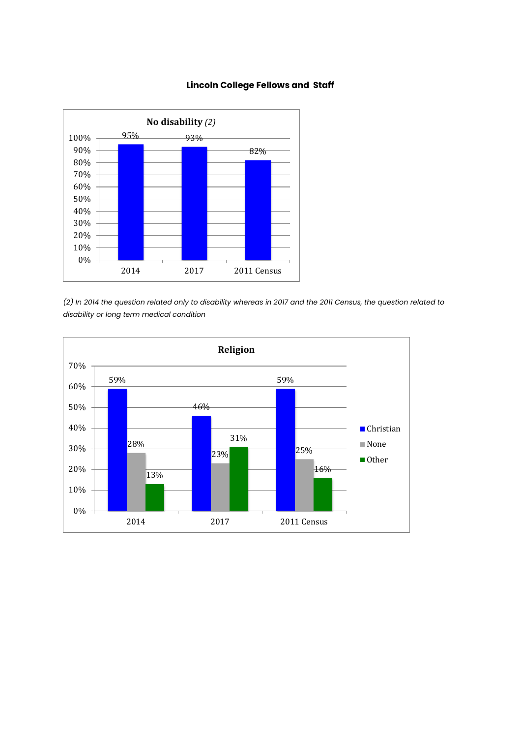**Lincoln College Fellows and Staff**

**No disability** *(2)*

| | 2014 | 2017 | 2011 Census |
|---|---|---|---|
| No disability | 95% | 93% | 82% |

*(2) In 2014 the question related only to disability whereas in 2017 and the 2011 Census, the question related to disability or long term medical condition*

**Religion**

| | 2014 | 2017 | 2011 Census |
|---|---|---|---|
| Christian | 59% | 46% | 59% |
| None | 28% | 23% | 25% |
| Other | 13% | 31% | 16% |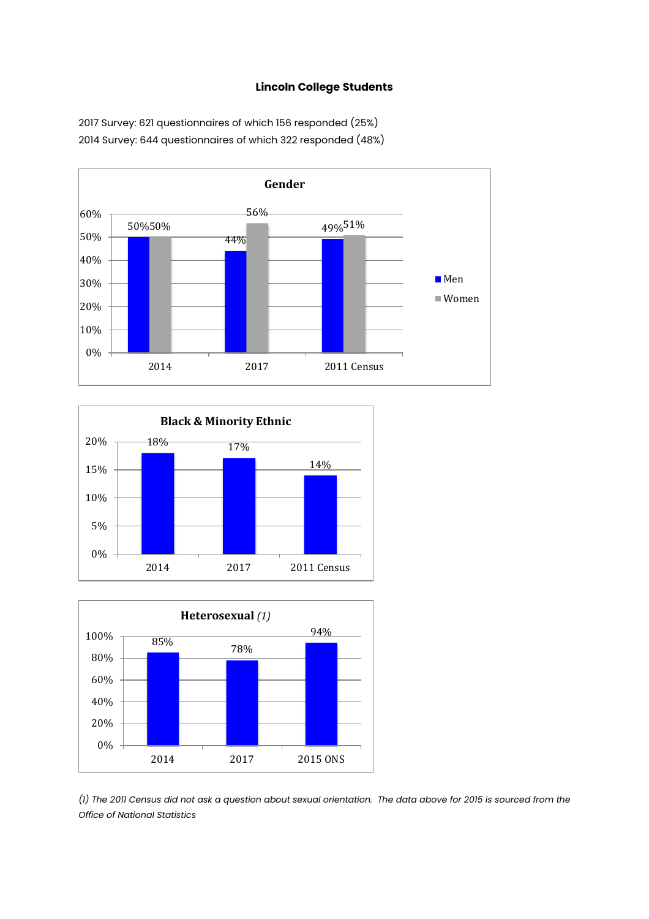**Lincoln College Students**

2017 Survey: 621 questionnaires of which 156 responded (25%)

2014 Survey: 644 questionnaires of which 322 responded (48%)

**Gender**

| | Men | Women |
|---|---|---|
| 2014 | 50% | 50% |
| 2017 | 44% | 56% |
| 2011 Census | 49% | 51% |

**Black & Minority Ethnic**

| | |
|---|---|
| 2014 | 18% |
| 2017 | 17% |
| 2011 Census | 14% |

**Heterosexual** *(1)*

| | |
|---|---|
| 2014 | 85% |
| 2017 | 78% |
| 2015 ONS | 94% |

*(1) The 2011 Census did not ask a question about sexual orientation. The data above for 2015 is sourced from the Office of National Statistics*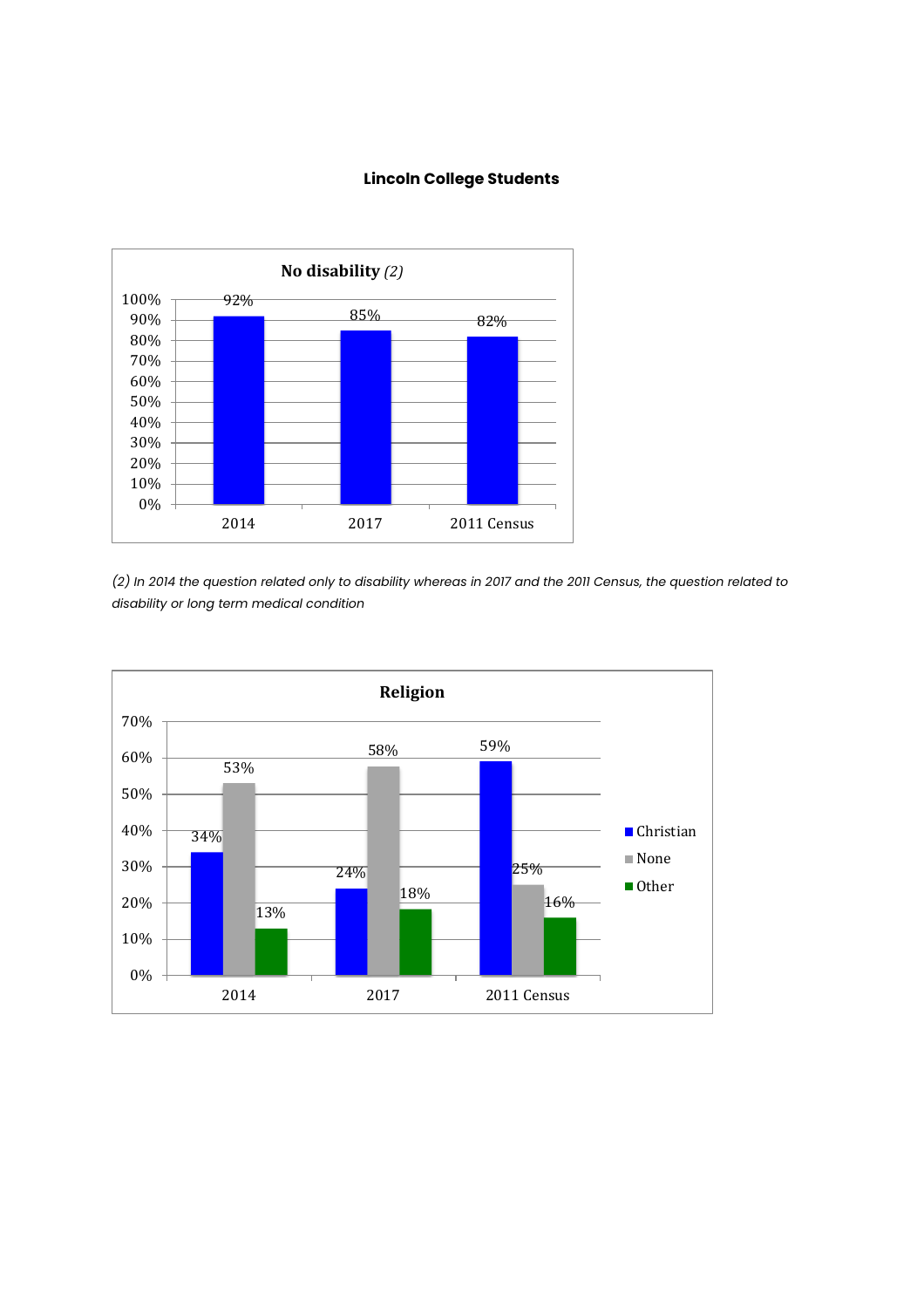**Lincoln College Students**

No disability *(2)*

100%
90%
80%
70%
60%
50%
40%
30%
20%
10%
0%

92%
85%
82%

2014
2017
2011 Census

*(2) In 2014 the question related only to disability whereas in 2017 and the 2011 Census, the question related to disability or long term medical condition*

Religion

70%
60%
50%
40%
30%
20%
10%
0%

34%
53%
13%
24%
58%
18%
59%
25%
16%

2014
2017
2011 Census

Christian
None
Other